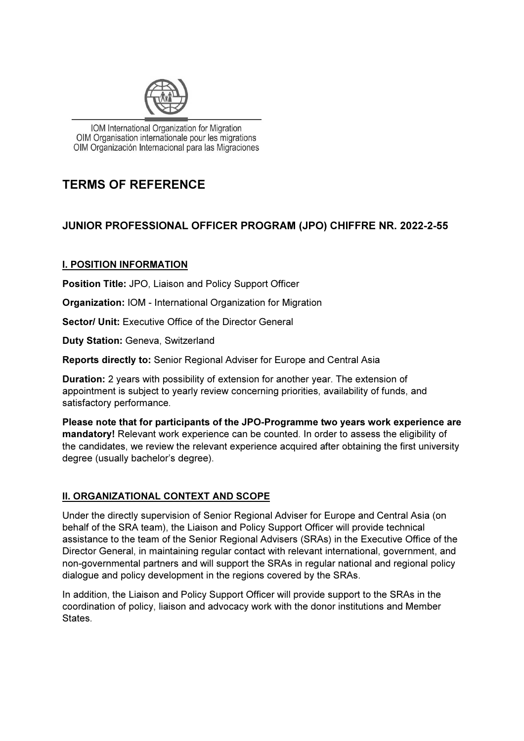IOM International Organization for Migration
OIM Organisation internationale pour les migrations
OIM Organización Internacional para las Migraciones

# TERMS OF REFERENCE

## JUNIOR PROFESSIONAL OFFICER PROGRAM (JPO) CHIFFRE NR. 2022-2-55

### I. POSITION INFORMATION

**Position Title:** JPO, Liaison and Policy Support Officer

**Organization:** IOM - International Organization for Migration

**Sector/ Unit:** Executive Office of the Director General

**Duty Station:** Geneva, Switzerland

**Reports directly to:** Senior Regional Adviser for Europe and Central Asia

**Duration:** 2 years with possibility of extension for another year. The extension of appointment is subject to yearly review concerning priorities, availability of funds, and satisfactory performance.

**Please note that for participants of the JPO-Programme two years work experience are mandatory!** Relevant work experience can be counted. In order to assess the eligibility of the candidates, we review the relevant experience acquired after obtaining the first university degree (usually bachelor's degree).

### II. ORGANIZATIONAL CONTEXT AND SCOPE

Under the directly supervision of Senior Regional Adviser for Europe and Central Asia (on behalf of the SRA team), the Liaison and Policy Support Officer will provide technical assistance to the team of the Senior Regional Advisers (SRAs) in the Executive Office of the Director General, in maintaining regular contact with relevant international, government, and non-governmental partners and will support the SRAs in regular national and regional policy dialogue and policy development in the regions covered by the SRAs.

In addition, the Liaison and Policy Support Officer will provide support to the SRAs in the coordination of policy, liaison and advocacy work with the donor institutions and Member States.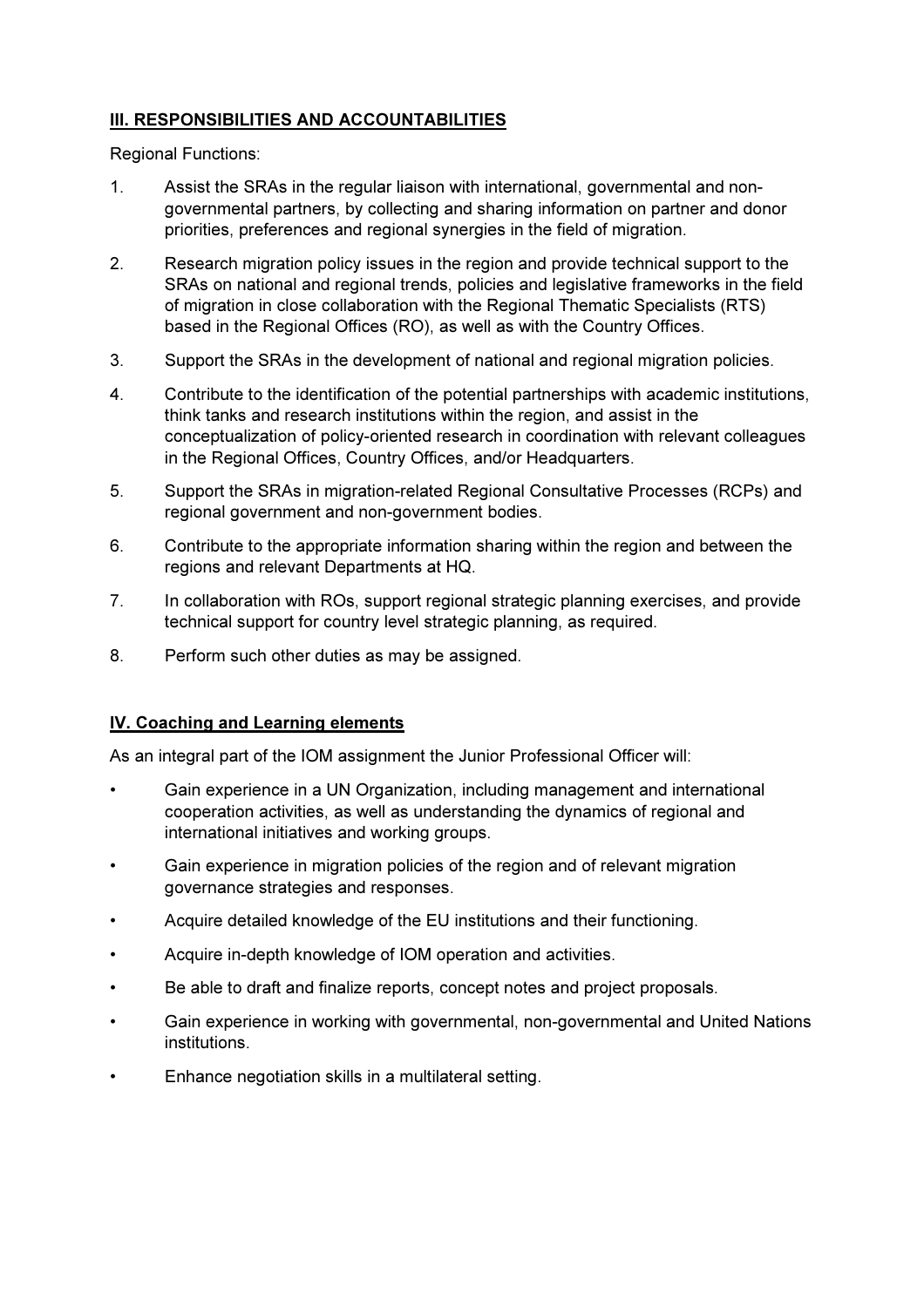## III. RESPONSIBILITIES AND ACCOUNTABILITIES

Regional Functions:

1. Assist the SRAs in the regular liaison with international, governmental and non-governmental partners, by collecting and sharing information on partner and donor priorities, preferences and regional synergies in the field of migration.
2. Research migration policy issues in the region and provide technical support to the SRAs on national and regional trends, policies and legislative frameworks in the field of migration in close collaboration with the Regional Thematic Specialists (RTS) based in the Regional Offices (RO), as well as with the Country Offices.
3. Support the SRAs in the development of national and regional migration policies.
4. Contribute to the identification of the potential partnerships with academic institutions, think tanks and research institutions within the region, and assist in the conceptualization of policy-oriented research in coordination with relevant colleagues in the Regional Offices, Country Offices, and/or Headquarters.
5. Support the SRAs in migration-related Regional Consultative Processes (RCPs) and regional government and non-government bodies.
6. Contribute to the appropriate information sharing within the region and between the regions and relevant Departments at HQ.
7. In collaboration with ROs, support regional strategic planning exercises, and provide technical support for country level strategic planning, as required.
8. Perform such other duties as may be assigned.

## IV. Coaching and Learning elements

As an integral part of the IOM assignment the Junior Professional Officer will:

- Gain experience in a UN Organization, including management and international cooperation activities, as well as understanding the dynamics of regional and international initiatives and working groups.
- Gain experience in migration policies of the region and of relevant migration governance strategies and responses.
- Acquire detailed knowledge of the EU institutions and their functioning.
- Acquire in-depth knowledge of IOM operation and activities.
- Be able to draft and finalize reports, concept notes and project proposals.
- Gain experience in working with governmental, non-governmental and United Nations institutions.
- Enhance negotiation skills in a multilateral setting.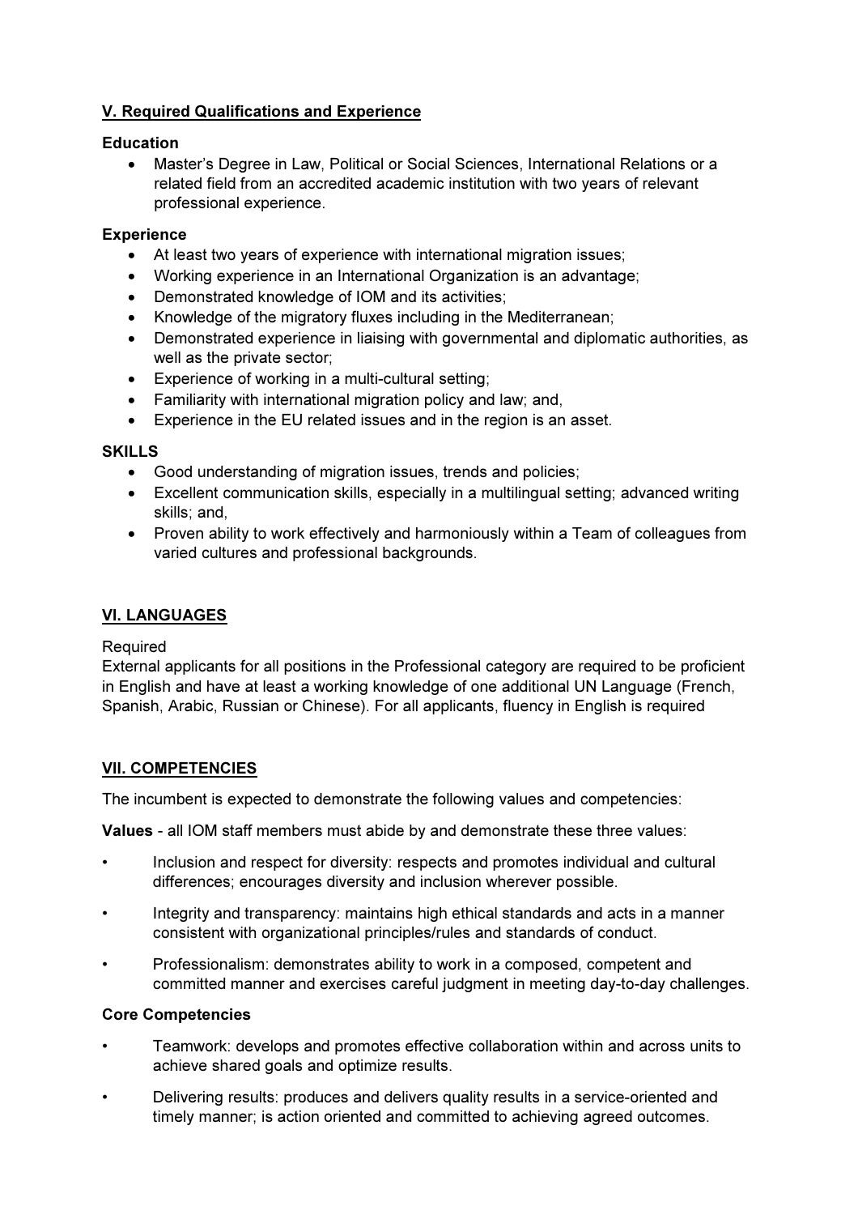## V. Required Qualifications and Experience

**Education**

- Master's Degree in Law, Political or Social Sciences, International Relations or a related field from an accredited academic institution with two years of relevant professional experience.

**Experience**

- At least two years of experience with international migration issues;
- Working experience in an International Organization is an advantage;
- Demonstrated knowledge of IOM and its activities;
- Knowledge of the migratory fluxes including in the Mediterranean;
- Demonstrated experience in liaising with governmental and diplomatic authorities, as well as the private sector;
- Experience of working in a multi-cultural setting;
- Familiarity with international migration policy and law; and,
- Experience in the EU related issues and in the region is an asset.

**SKILLS**

- Good understanding of migration issues, trends and policies;
- Excellent communication skills, especially in a multilingual setting; advanced writing skills; and,
- Proven ability to work effectively and harmoniously within a Team of colleagues from varied cultures and professional backgrounds.

## VI. LANGUAGES

Required

External applicants for all positions in the Professional category are required to be proficient in English and have at least a working knowledge of one additional UN Language (French, Spanish, Arabic, Russian or Chinese). For all applicants, fluency in English is required

## VII. COMPETENCIES

The incumbent is expected to demonstrate the following values and competencies:

**Values** - all IOM staff members must abide by and demonstrate these three values:

- Inclusion and respect for diversity: respects and promotes individual and cultural differences; encourages diversity and inclusion wherever possible.
- Integrity and transparency: maintains high ethical standards and acts in a manner consistent with organizational principles/rules and standards of conduct.
- Professionalism: demonstrates ability to work in a composed, competent and committed manner and exercises careful judgment in meeting day-to-day challenges.

**Core Competencies**

- Teamwork: develops and promotes effective collaboration within and across units to achieve shared goals and optimize results.
- Delivering results: produces and delivers quality results in a service-oriented and timely manner; is action oriented and committed to achieving agreed outcomes.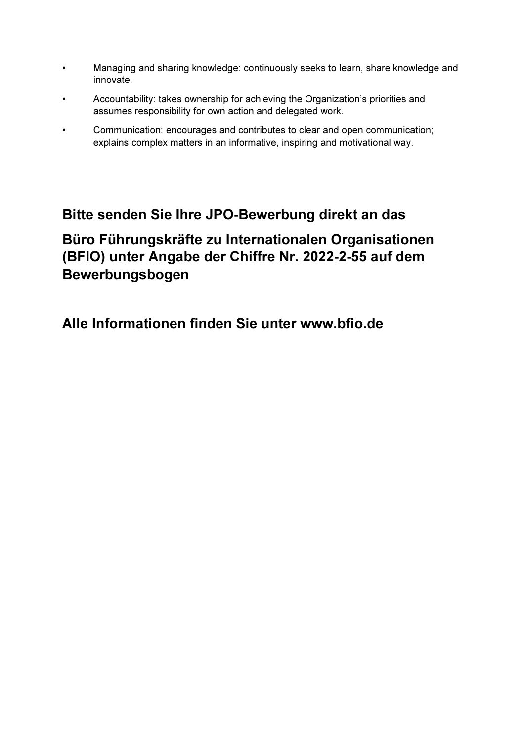- Managing and sharing knowledge: continuously seeks to learn, share knowledge and innovate.
- Accountability: takes ownership for achieving the Organization’s priorities and assumes responsibility for own action and delegated work.
- Communication: encourages and contributes to clear and open communication; explains complex matters in an informative, inspiring and motivational way.

**Bitte senden Sie Ihre JPO-Bewerbung direkt an das**

**Büro Führungskräfte zu Internationalen Organisationen (BFIO) unter Angabe der Chiffre Nr. 2022-2-55 auf dem Bewerbungsbogen**

**Alle Informationen finden Sie unter www.bfio.de**